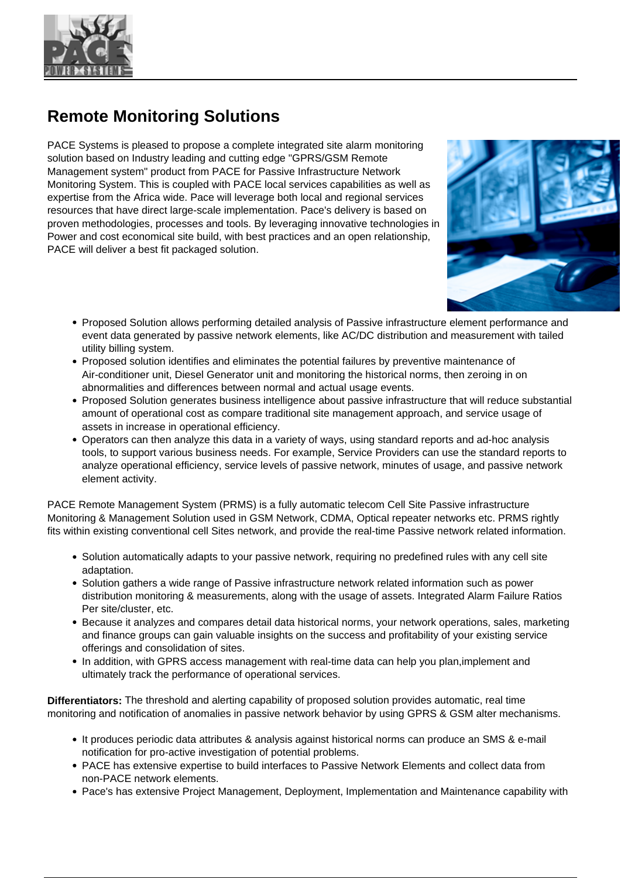# Remote Monitoring Solutions

PACE Systems is pleased to propose a complete integrated site alarm monitoring solution based on Industry leading and cutting edge "GPRS/GSM Remote Management system" product from PACE for Passive Infrastructure Network Monitoring System. This is coupled with PACE local services capabilities as well as expertise from the Africa wide. Pace will leverage both local and regional services resources that have direct large-scale implementation. Pace's delivery is based on proven methodologies, processes and tools. By leveraging innovative technologies in Power and cost economical site build, with best practices and an open relationship, PACE will deliver a best fit packaged solution.

- Proposed Solution allows performing detailed analysis of Passive infrastructure element performance and event data generated by passive network elements, like AC/DC distribution and measurement with tailed utility billing system.
- Proposed solution identifies and eliminates the potential failures by preventive maintenance of Air-conditioner unit, Diesel Generator unit and monitoring the historical norms, then zeroing in on abnormalities and differences between normal and actual usage events.
- Proposed Solution generates business intelligence about passive infrastructure that will reduce substantial amount of operational cost as compare traditional site management approach, and service usage of assets in increase in operational efficiency.
- Operators can then analyze this data in a variety of ways, using standard reports and ad-hoc analysis tools, to support various business needs. For example, Service Providers can use the standard reports to analyze operational efficiency, service levels of passive network, minutes of usage, and passive network element activity.

PACE Remote Management System (PRMS) is a fully automatic telecom Cell Site Passive infrastructure Monitoring & Management Solution used in GSM Network, CDMA, Optical repeater networks etc. PRMS rightly fits within existing conventional cell Sites network, and provide the real-time Passive network related information.

- Solution automatically adapts to your passive network, requiring no predefined rules with any cell site adaptation.
- Solution gathers a wide range of Passive infrastructure network related information such as power distribution monitoring & measurements, along with the usage of assets. Integrated Alarm Failure Ratios Per site/cluster, etc.
- Because it analyzes and compares detail data historical norms, your network operations, sales, marketing and finance groups can gain valuable insights on the success and profitability of your existing service offerings and consolidation of sites.
- In addition, with GPRS access management with real-time data can help you plan,implement and ultimately track the performance of operational services.

**Differentiators:** The threshold and alerting capability of proposed solution provides automatic, real time monitoring and notification of anomalies in passive network behavior by using GPRS & GSM alter mechanisms.

- It produces periodic data attributes & analysis against historical norms can produce an SMS & e-mail notification for pro-active investigation of potential problems.
- PACE has extensive expertise to build interfaces to Passive Network Elements and collect data from non-PACE network elements.
- Pace's has extensive Project Management, Deployment, Implementation and Maintenance capability with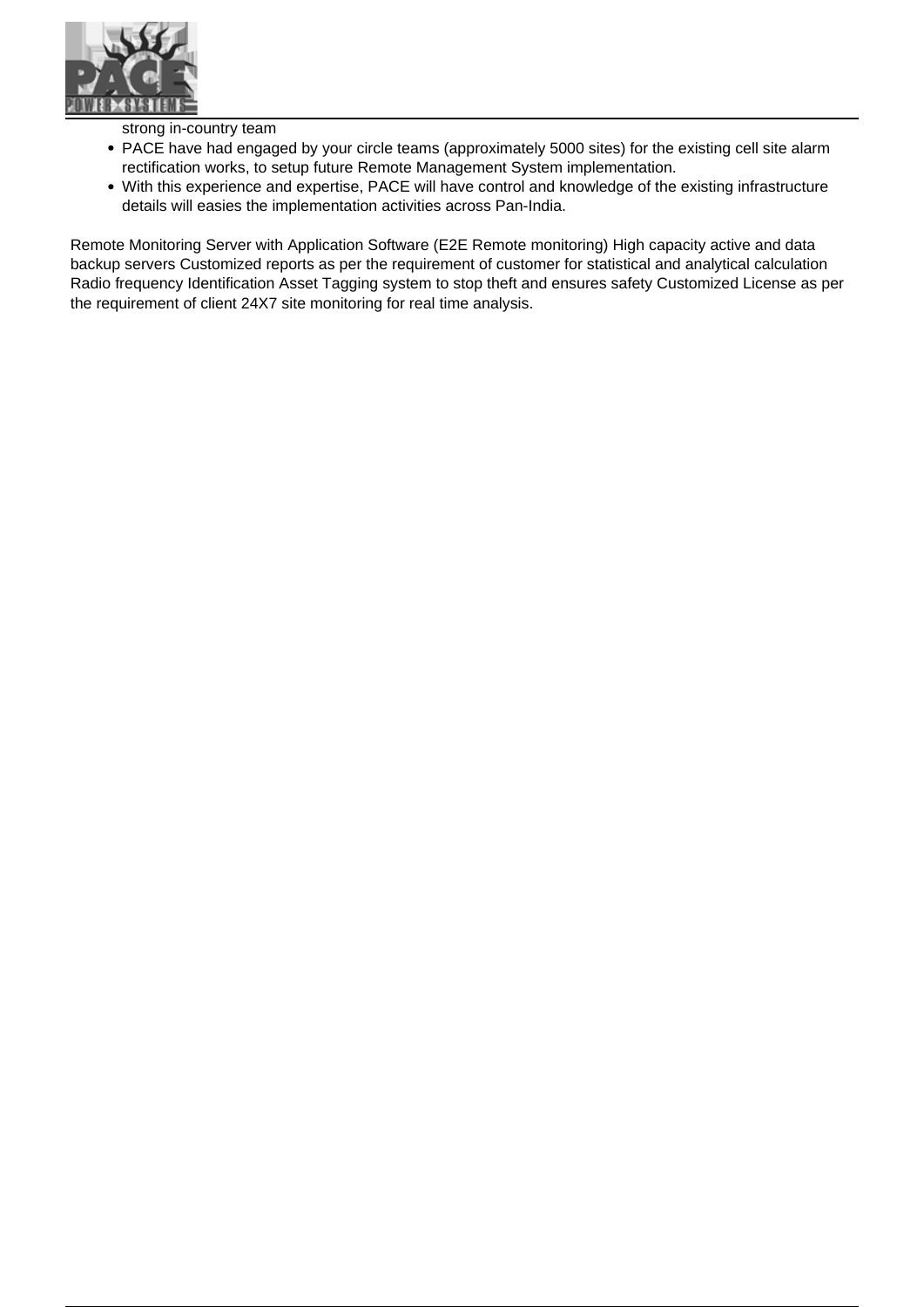strong in-country team

- PACE have had engaged by your circle teams (approximately 5000 sites) for the existing cell site alarm rectification works, to setup future Remote Management System implementation.
- With this experience and expertise, PACE will have control and knowledge of the existing infrastructure details will easies the implementation activities across Pan-India.

Remote Monitoring Server with Application Software (E2E Remote monitoring) High capacity active and data backup servers Customized reports as per the requirement of customer for statistical and analytical calculation Radio frequency Identification Asset Tagging system to stop theft and ensures safety Customized License as per the requirement of client 24X7 site monitoring for real time analysis.